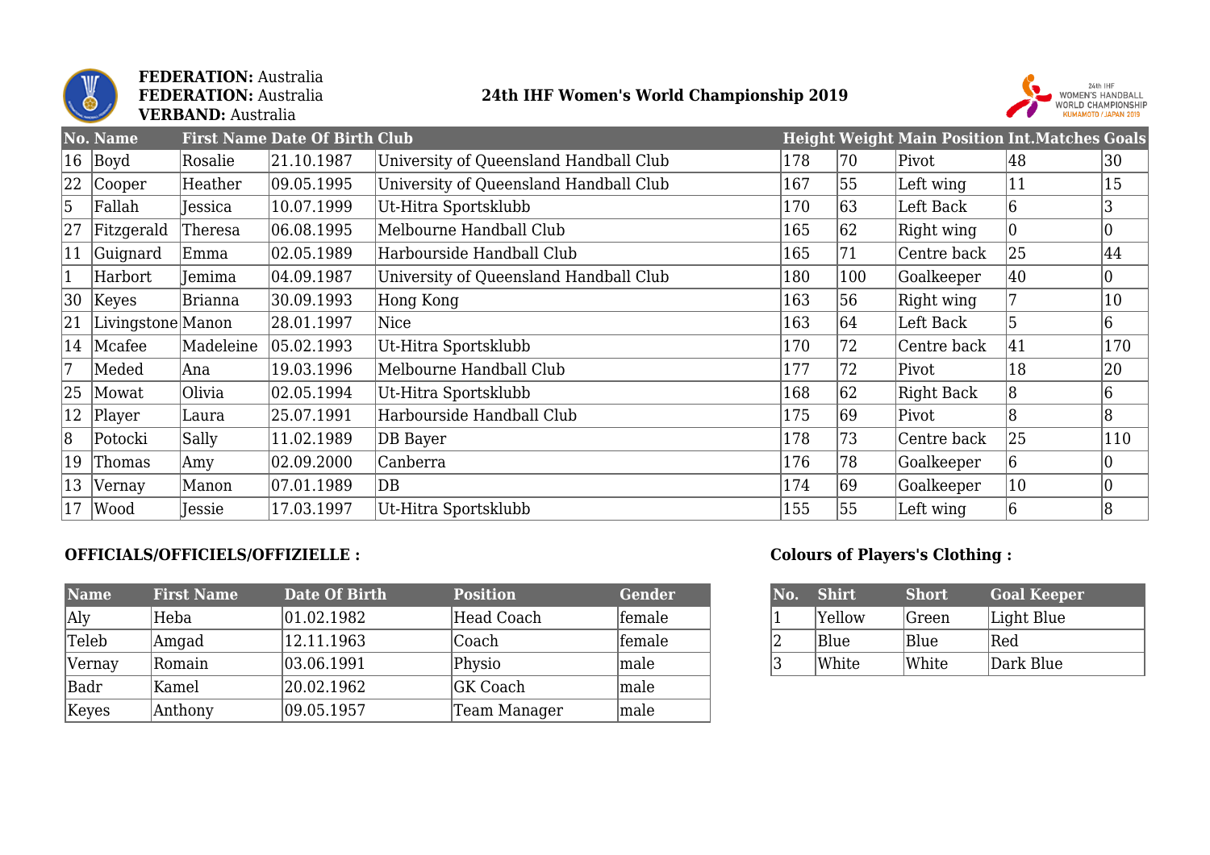**FEDERATION:** Australia
**FEDERATION:** Australia
**VERBAND:** Australia

## 24th IHF Women's World Championship 2019

| No. | Name | First Name | Date Of Birth | Club | Height | Weight | Main Position | Int.Matches | Goals |
|---|---|---|---|---|---|---|---|---|---|
| 16 | Boyd | Rosalie | 21.10.1987 | University of Queensland Handball Club | 178 | 70 | Pivot | 48 | 30 |
| 22 | Cooper | Heather | 09.05.1995 | University of Queensland Handball Club | 167 | 55 | Left wing | 11 | 15 |
| 5 | Fallah | Jessica | 10.07.1999 | Ut-Hitra Sportsklubb | 170 | 63 | Left Back | 6 | 3 |
| 27 | Fitzgerald | Theresa | 06.08.1995 | Melbourne Handball Club | 165 | 62 | Right wing | 0 | 0 |
| 11 | Guignard | Emma | 02.05.1989 | Harbourside Handball Club | 165 | 71 | Centre back | 25 | 44 |
| 1 | Harbort | Jemima | 04.09.1987 | University of Queensland Handball Club | 180 | 100 | Goalkeeper | 40 | 0 |
| 30 | Keyes | Brianna | 30.09.1993 | Hong Kong | 163 | 56 | Right wing | 7 | 10 |
| 21 | Livingstone | Manon | 28.01.1997 | Nice | 163 | 64 | Left Back | 5 | 6 |
| 14 | Mcafee | Madeleine | 05.02.1993 | Ut-Hitra Sportsklubb | 170 | 72 | Centre back | 41 | 170 |
| 7 | Meded | Ana | 19.03.1996 | Melbourne Handball Club | 177 | 72 | Pivot | 18 | 20 |
| 25 | Mowat | Olivia | 02.05.1994 | Ut-Hitra Sportsklubb | 168 | 62 | Right Back | 8 | 6 |
| 12 | Player | Laura | 25.07.1991 | Harbourside Handball Club | 175 | 69 | Pivot | 8 | 8 |
| 8 | Potocki | Sally | 11.02.1989 | DB Bayer | 178 | 73 | Centre back | 25 | 110 |
| 19 | Thomas | Amy | 02.09.2000 | Canberra | 176 | 78 | Goalkeeper | 6 | 0 |
| 13 | Vernay | Manon | 07.01.1989 | DB | 174 | 69 | Goalkeeper | 10 | 0 |
| 17 | Wood | Jessie | 17.03.1997 | Ut-Hitra Sportsklubb | 155 | 55 | Left wing | 6 | 8 |

### OFFICIALS/OFFICIELS/OFFIZIELLE :

| Name | First Name | Date Of Birth | Position | Gender |
|---|---|---|---|---|
| Aly | Heba | 01.02.1982 | Head Coach | female |
| Teleb | Amgad | 12.11.1963 | Coach | female |
| Vernay | Romain | 03.06.1991 | Physio | male |
| Badr | Kamel | 20.02.1962 | GK Coach | male |
| Keyes | Anthony | 09.05.1957 | Team Manager | male |

### Colours of Players's Clothing :

| No. | Shirt | Short | Goal Keeper |
|---|---|---|---|
| 1 | Yellow | Green | Light Blue |
| 2 | Blue | Blue | Red |
| 3 | White | White | Dark Blue |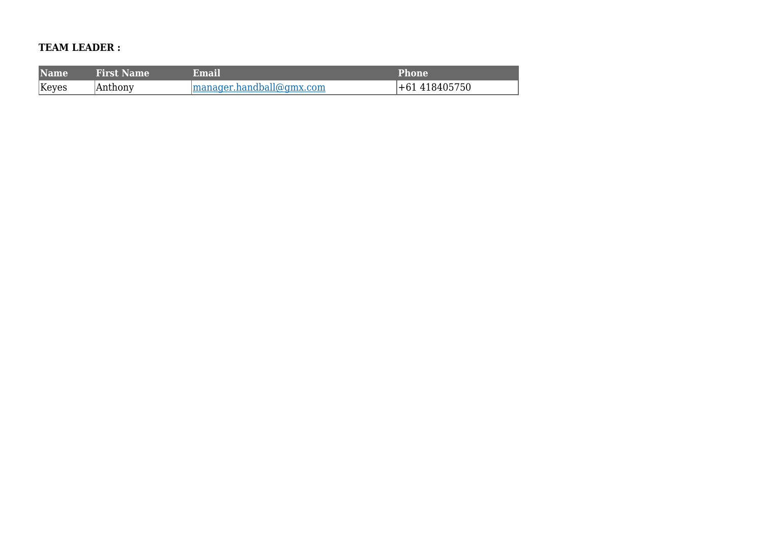**TEAM LEADER :**

| Name | First Name | Email | Phone |
|---|---|---|---|
| Keyes | Anthony | manager.handball@gmx.com | +61 418405750 |